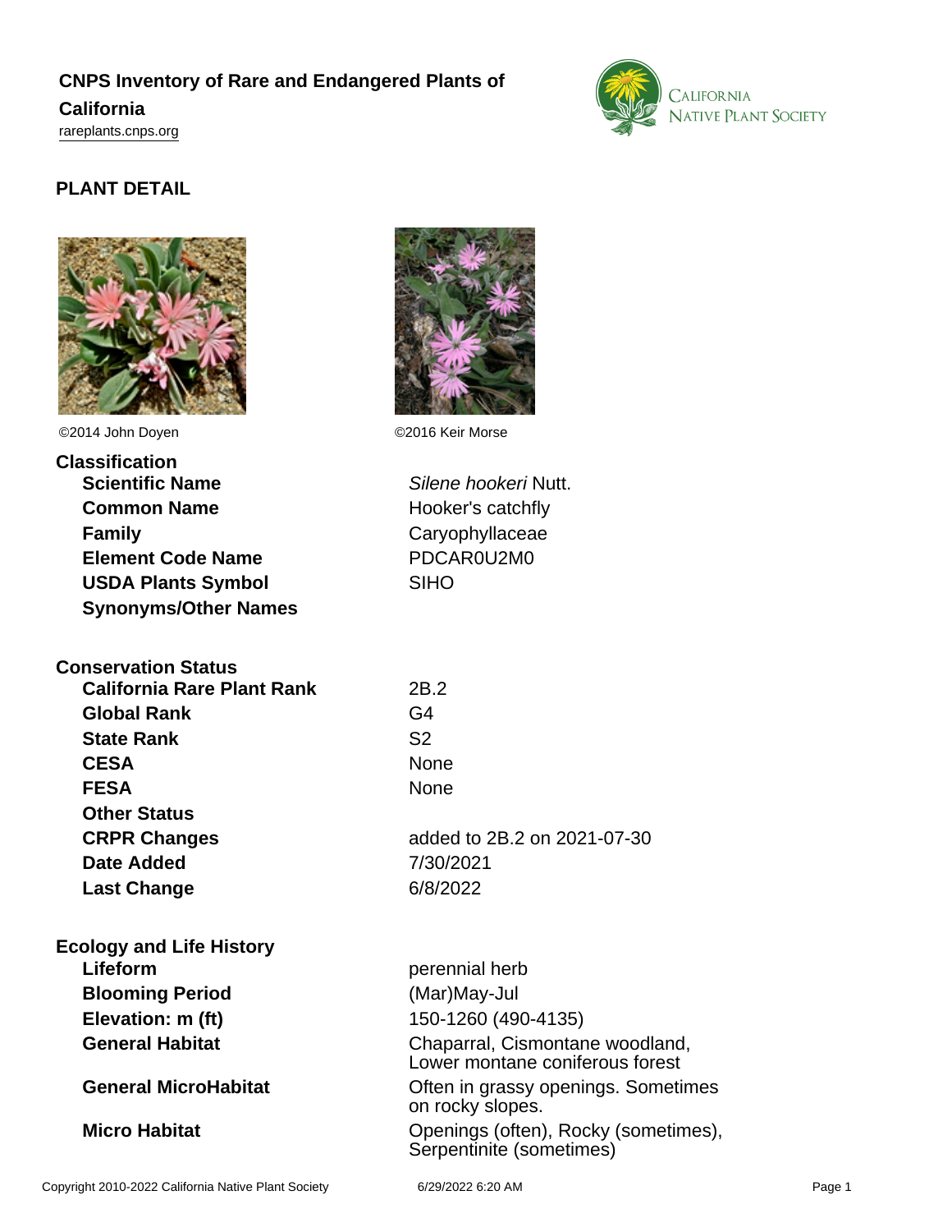# CNPS Inventory of Rare and Endangered Plants of California

rareplants.cnps.org

## PLANT DETAIL

©2014 John Doyen

©2016 Keir Morse

### Classification

| | |
|---|---|
| **Scientific Name** | *Silene hookeri* Nutt. |
| **Common Name** | Hooker's catchfly |
| **Family** | Caryophyllaceae |
| **Element Code Name** | PDCAR0U2M0 |
| **USDA Plants Symbol** | SIHO |
| **Synonyms/Other Names** | |

### Conservation Status

| | |
|---|---|
| **California Rare Plant Rank** | 2B.2 |
| **Global Rank** | G4 |
| **State Rank** | S2 |
| **CESA** | None |
| **FESA** | None |
| **Other Status** | |
| **CRPR Changes** | added to 2B.2 on 2021-07-30 |
| **Date Added** | 7/30/2021 |
| **Last Change** | 6/8/2022 |

### Ecology and Life History

| | |
|---|---|
| **Lifeform** | perennial herb |
| **Blooming Period** | (Mar)May-Jul |
| **Elevation: m (ft)** | 150-1260 (490-4135) |
| **General Habitat** | Chaparral, Cismontane woodland, Lower montane coniferous forest |
| **General MicroHabitat** | Often in grassy openings. Sometimes on rocky slopes. |
| **Micro Habitat** | Openings (often), Rocky (sometimes), Serpentinite (sometimes) |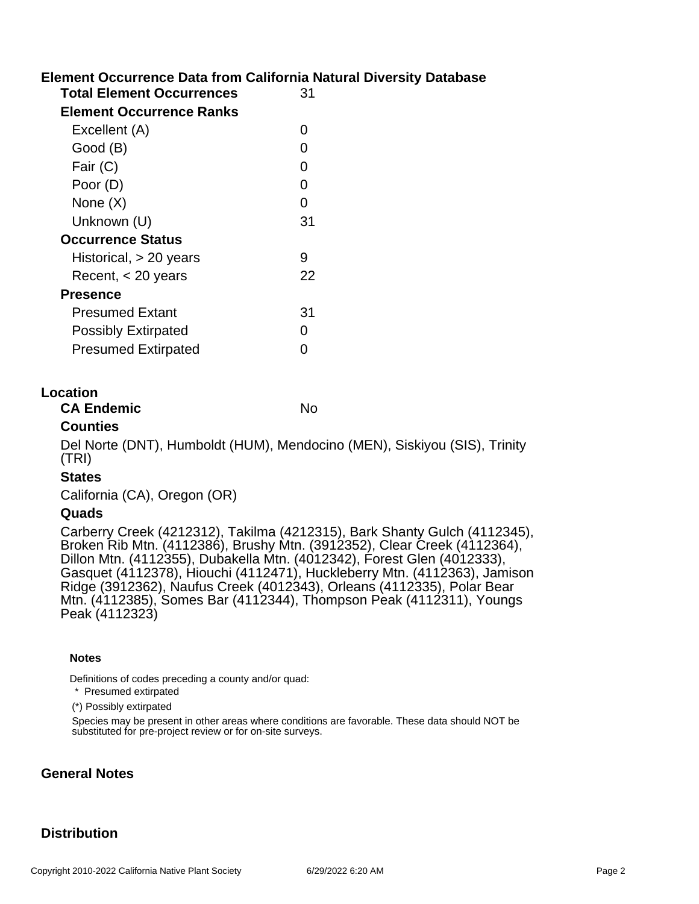## Element Occurrence Data from California Natural Diversity Database

| | |
|---|---|
| **Total Element Occurrences** | 31 |
| **Element Occurrence Ranks** | |
| Excellent (A) | 0 |
| Good (B) | 0 |
| Fair (C) | 0 |
| Poor (D) | 0 |
| None (X) | 0 |
| Unknown (U) | 31 |
| **Occurrence Status** | |
| Historical, > 20 years | 9 |
| Recent, < 20 years | 22 |
| **Presence** | |
| Presumed Extant | 31 |
| Possibly Extirpated | 0 |
| Presumed Extirpated | 0 |

## Location

**CA Endemic** No

### Counties

Del Norte (DNT), Humboldt (HUM), Mendocino (MEN), Siskiyou (SIS), Trinity (TRI)

### States

California (CA), Oregon (OR)

### Quads

Carberry Creek (4212312), Takilma (4212315), Bark Shanty Gulch (4112345), Broken Rib Mtn. (4112386), Brushy Mtn. (3912352), Clear Creek (4112364), Dillon Mtn. (4112355), Dubakella Mtn. (4012342), Forest Glen (4012333), Gasquet (4112378), Hiouchi (4112471), Huckleberry Mtn. (4112363), Jamison Ridge (3912362), Naufus Creek (4012343), Orleans (4112335), Polar Bear Mtn. (4112385), Somes Bar (4112344), Thompson Peak (4112311), Youngs Peak (4112323)

#### Notes

Definitions of codes preceding a county and/or quad:

\* Presumed extirpated

(*) Possibly extirpated

Species may be present in other areas where conditions are favorable. These data should NOT be substituted for pre-project review or for on-site surveys.

## General Notes

## Distribution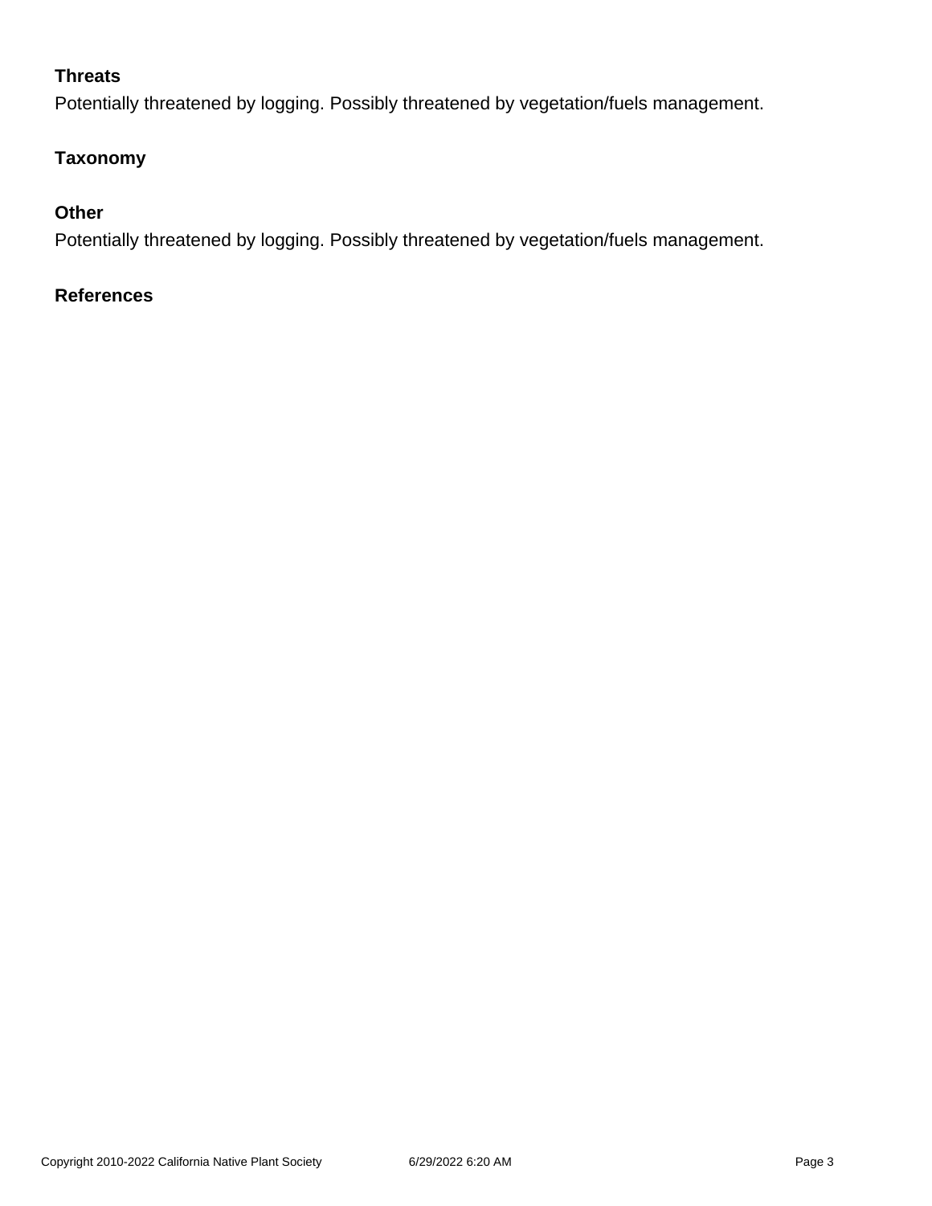### Threats

Potentially threatened by logging. Possibly threatened by vegetation/fuels management.

### Taxonomy

### Other

Potentially threatened by logging. Possibly threatened by vegetation/fuels management.

### References